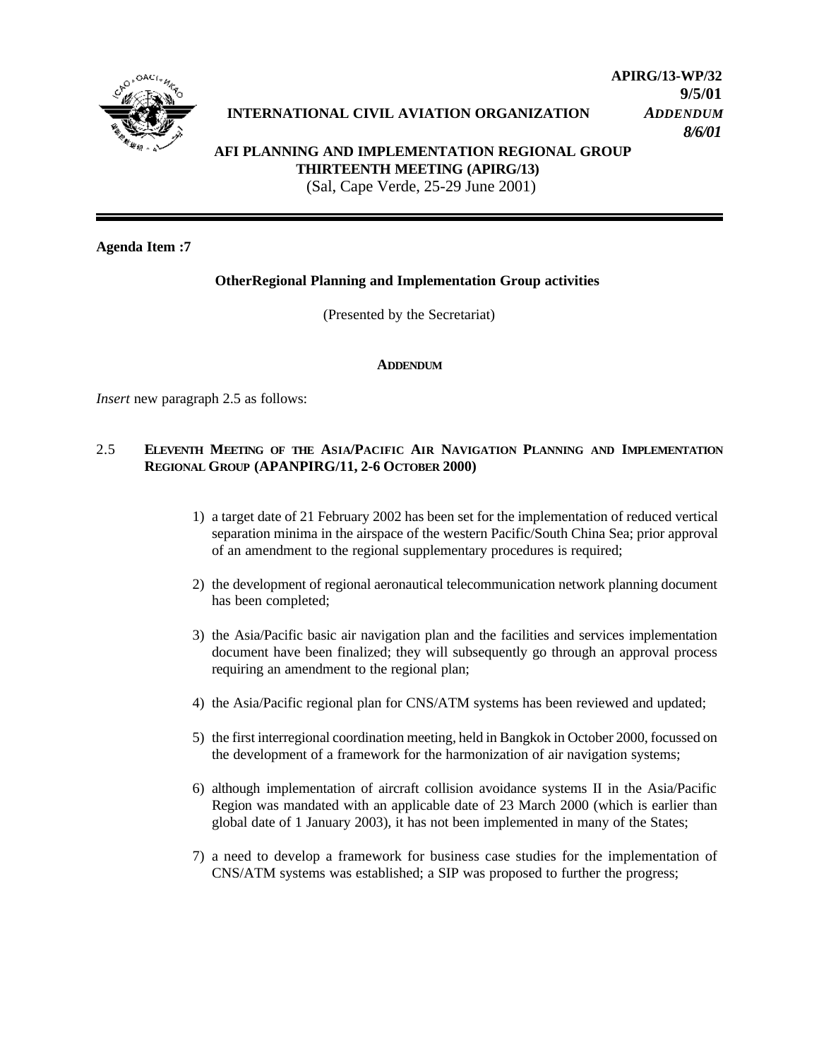**APIRG/13-WP/32**
**9/5/01**
***ADDENDUM***
***8/6/01***

**INTERNATIONAL CIVIL AVIATION ORGANIZATION**

**AFI PLANNING AND IMPLEMENTATION REGIONAL GROUP**
**THIRTEENTH MEETING (APIRG/13)**
(Sal, Cape Verde, 25-29 June 2001)

---

**Agenda Item :7**

**OtherRegional Planning and Implementation Group activities**

(Presented by the Secretariat)

**ADDENDUM**

*Insert* new paragraph 2.5 as follows:

2.5 **ELEVENTH MEETING OF THE ASIA/PACIFIC AIR NAVIGATION PLANNING AND IMPLEMENTATION REGIONAL GROUP (APANPIRG/11, 2-6 OCTOBER 2000)**

1) a target date of 21 February 2002 has been set for the implementation of reduced vertical separation minima in the airspace of the western Pacific/South China Sea; prior approval of an amendment to the regional supplementary procedures is required;

2) the development of regional aeronautical telecommunication network planning document has been completed;

3) the Asia/Pacific basic air navigation plan and the facilities and services implementation document have been finalized; they will subsequently go through an approval process requiring an amendment to the regional plan;

4) the Asia/Pacific regional plan for CNS/ATM systems has been reviewed and updated;

5) the first interregional coordination meeting, held in Bangkok in October 2000, focussed on the development of a framework for the harmonization of air navigation systems;

6) although implementation of aircraft collision avoidance systems II in the Asia/Pacific Region was mandated with an applicable date of 23 March 2000 (which is earlier than global date of 1 January 2003), it has not been implemented in many of the States;

7) a need to develop a framework for business case studies for the implementation of CNS/ATM systems was established; a SIP was proposed to further the progress;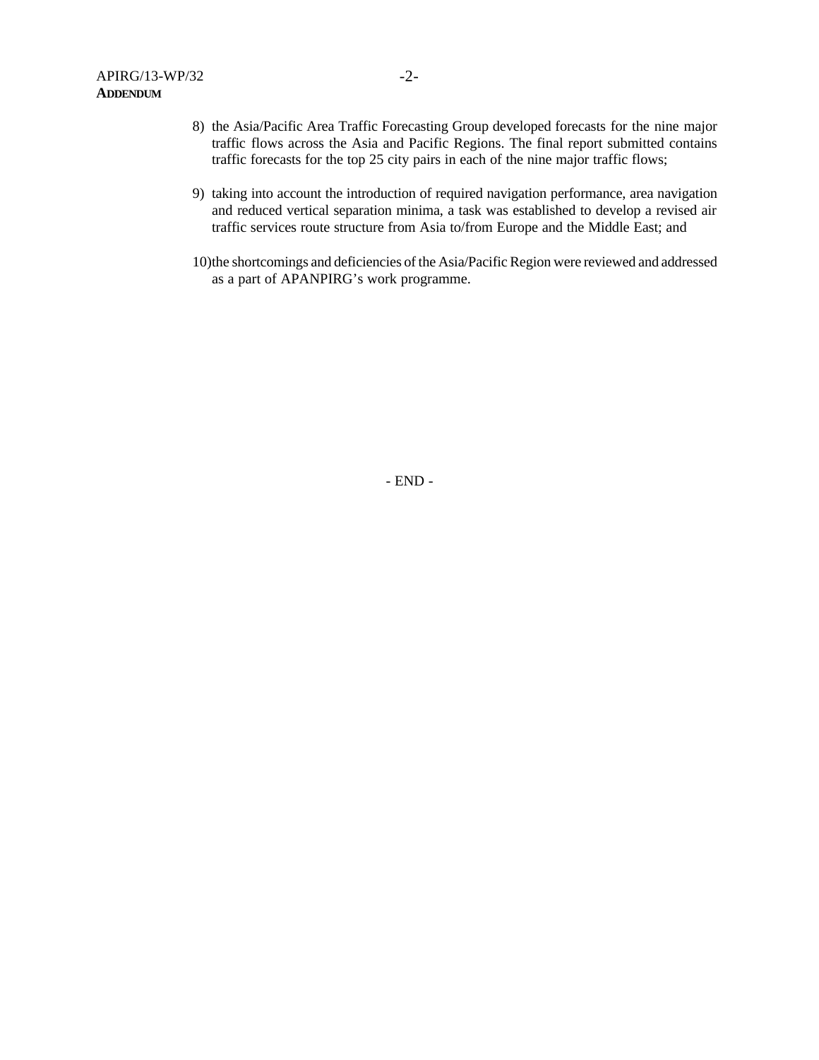8) the Asia/Pacific Area Traffic Forecasting Group developed forecasts for the nine major traffic flows across the Asia and Pacific Regions. The final report submitted contains traffic forecasts for the top 25 city pairs in each of the nine major traffic flows;

9) taking into account the introduction of required navigation performance, area navigation and reduced vertical separation minima, a task was established to develop a revised air traffic services route structure from Asia to/from Europe and the Middle East; and

10) the shortcomings and deficiencies of the Asia/Pacific Region were reviewed and addressed as a part of APANPIRG's work programme.

- END -